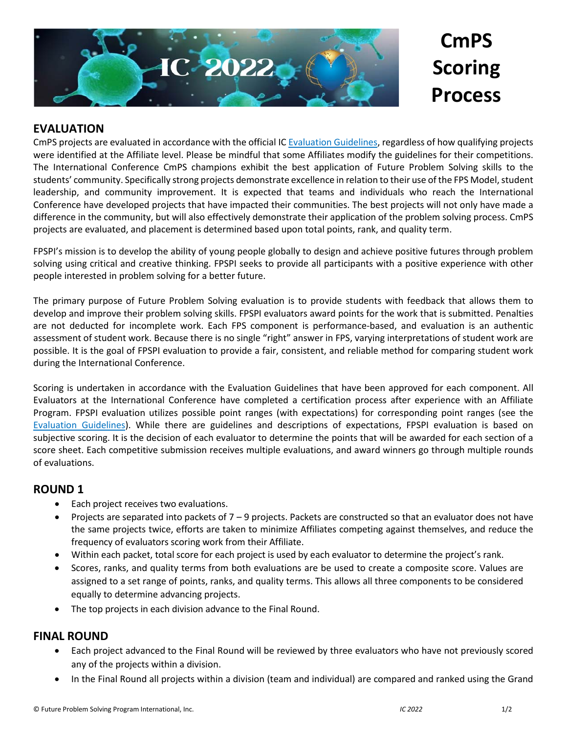# CmPS Scoring Process

## EVALUATION

CmPS projects are evaluated in accordance with the official IC Evaluation Guidelines, regardless of how qualifying projects were identified at the Affiliate level. Please be mindful that some Affiliates modify the guidelines for their competitions. The International Conference CmPS champions exhibit the best application of Future Problem Solving skills to the students' community. Specifically strong projects demonstrate excellence in relation to their use of the FPS Model, student leadership, and community improvement. It is expected that teams and individuals who reach the International Conference have developed projects that have impacted their communities. The best projects will not only have made a difference in the community, but will also effectively demonstrate their application of the problem solving process. CmPS projects are evaluated, and placement is determined based upon total points, rank, and quality term.

FPSPI's mission is to develop the ability of young people globally to design and achieve positive futures through problem solving using critical and creative thinking. FPSPI seeks to provide all participants with a positive experience with other people interested in problem solving for a better future.

The primary purpose of Future Problem Solving evaluation is to provide students with feedback that allows them to develop and improve their problem solving skills. FPSPI evaluators award points for the work that is submitted. Penalties are not deducted for incomplete work. Each FPS component is performance-based, and evaluation is an authentic assessment of student work. Because there is no single "right" answer in FPS, varying interpretations of student work are possible. It is the goal of FPSPI evaluation to provide a fair, consistent, and reliable method for comparing student work during the International Conference.

Scoring is undertaken in accordance with the Evaluation Guidelines that have been approved for each component. All Evaluators at the International Conference have completed a certification process after experience with an Affiliate Program. FPSPI evaluation utilizes possible point ranges (with expectations) for corresponding point ranges (see the Evaluation Guidelines). While there are guidelines and descriptions of expectations, FPSPI evaluation is based on subjective scoring. It is the decision of each evaluator to determine the points that will be awarded for each section of a score sheet. Each competitive submission receives multiple evaluations, and award winners go through multiple rounds of evaluations.

## ROUND 1

- Each project receives two evaluations.
- Projects are separated into packets of 7 – 9 projects. Packets are constructed so that an evaluator does not have the same projects twice, efforts are taken to minimize Affiliates competing against themselves, and reduce the frequency of evaluators scoring work from their Affiliate.
- Within each packet, total score for each project is used by each evaluator to determine the project's rank.
- Scores, ranks, and quality terms from both evaluations are be used to create a composite score. Values are assigned to a set range of points, ranks, and quality terms. This allows all three components to be considered equally to determine advancing projects.
- The top projects in each division advance to the Final Round.

## FINAL ROUND

- Each project advanced to the Final Round will be reviewed by three evaluators who have not previously scored any of the projects within a division.
- In the Final Round all projects within a division (team and individual) are compared and ranked using the Grand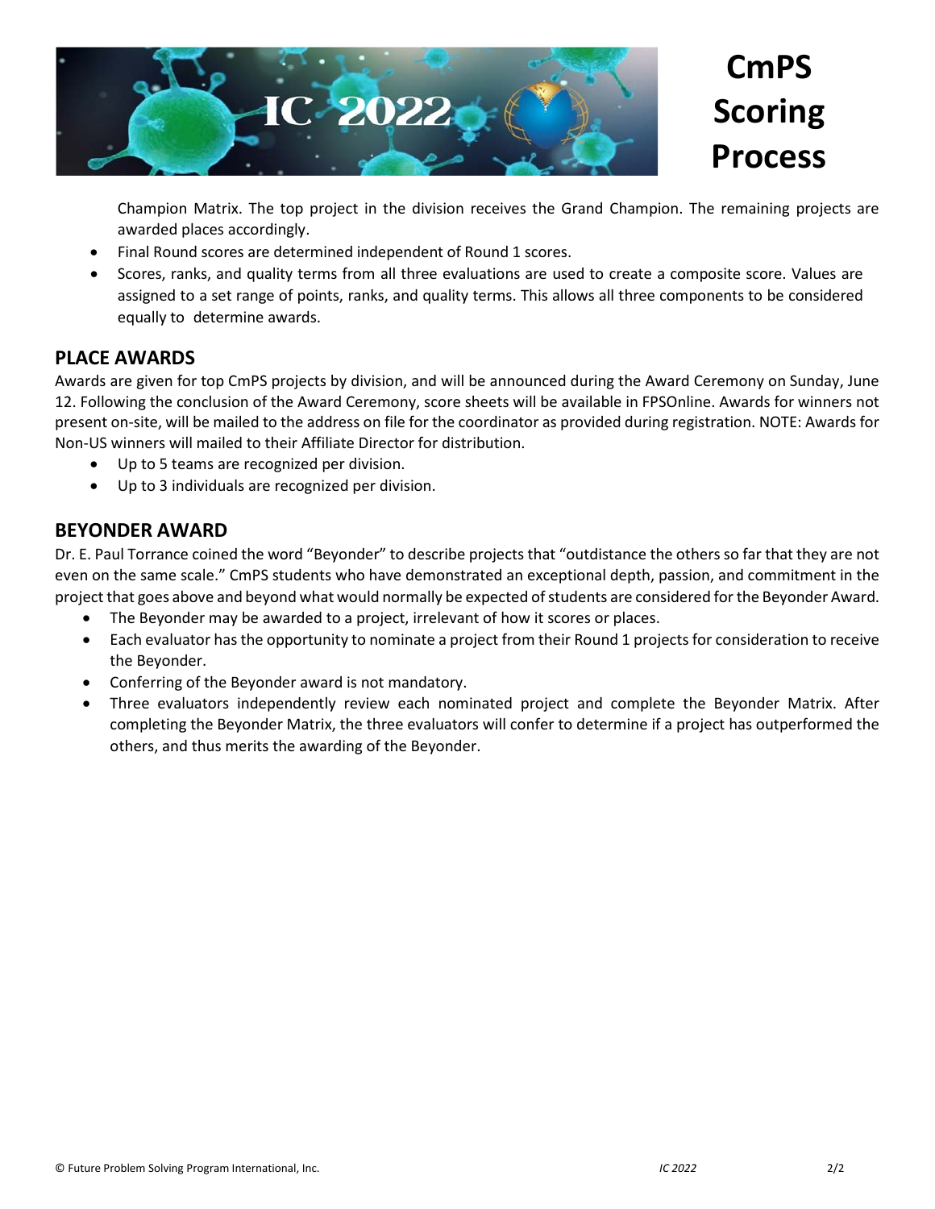Champion Matrix. The top project in the division receives the Grand Champion. The remaining projects are awarded places accordingly.

- Final Round scores are determined independent of Round 1 scores.
- Scores, ranks, and quality terms from all three evaluations are used to create a composite score. Values are assigned to a set range of points, ranks, and quality terms. This allows all three components to be considered equally to determine awards.

## PLACE AWARDS

Awards are given for top CmPS projects by division, and will be announced during the Award Ceremony on Sunday, June 12. Following the conclusion of the Award Ceremony, score sheets will be available in FPSOnline. Awards for winners not present on-site, will be mailed to the address on file for the coordinator as provided during registration. NOTE: Awards for Non-US winners will mailed to their Affiliate Director for distribution.

- Up to 5 teams are recognized per division.
- Up to 3 individuals are recognized per division.

## BEYONDER AWARD

Dr. E. Paul Torrance coined the word "Beyonder" to describe projects that "outdistance the others so far that they are not even on the same scale." CmPS students who have demonstrated an exceptional depth, passion, and commitment in the project that goes above and beyond what would normally be expected of students are considered for the Beyonder Award.

- The Beyonder may be awarded to a project, irrelevant of how it scores or places.
- Each evaluator has the opportunity to nominate a project from their Round 1 projects for consideration to receive the Beyonder.
- Conferring of the Beyonder award is not mandatory.
- Three evaluators independently review each nominated project and complete the Beyonder Matrix. After completing the Beyonder Matrix, the three evaluators will confer to determine if a project has outperformed the others, and thus merits the awarding of the Beyonder.